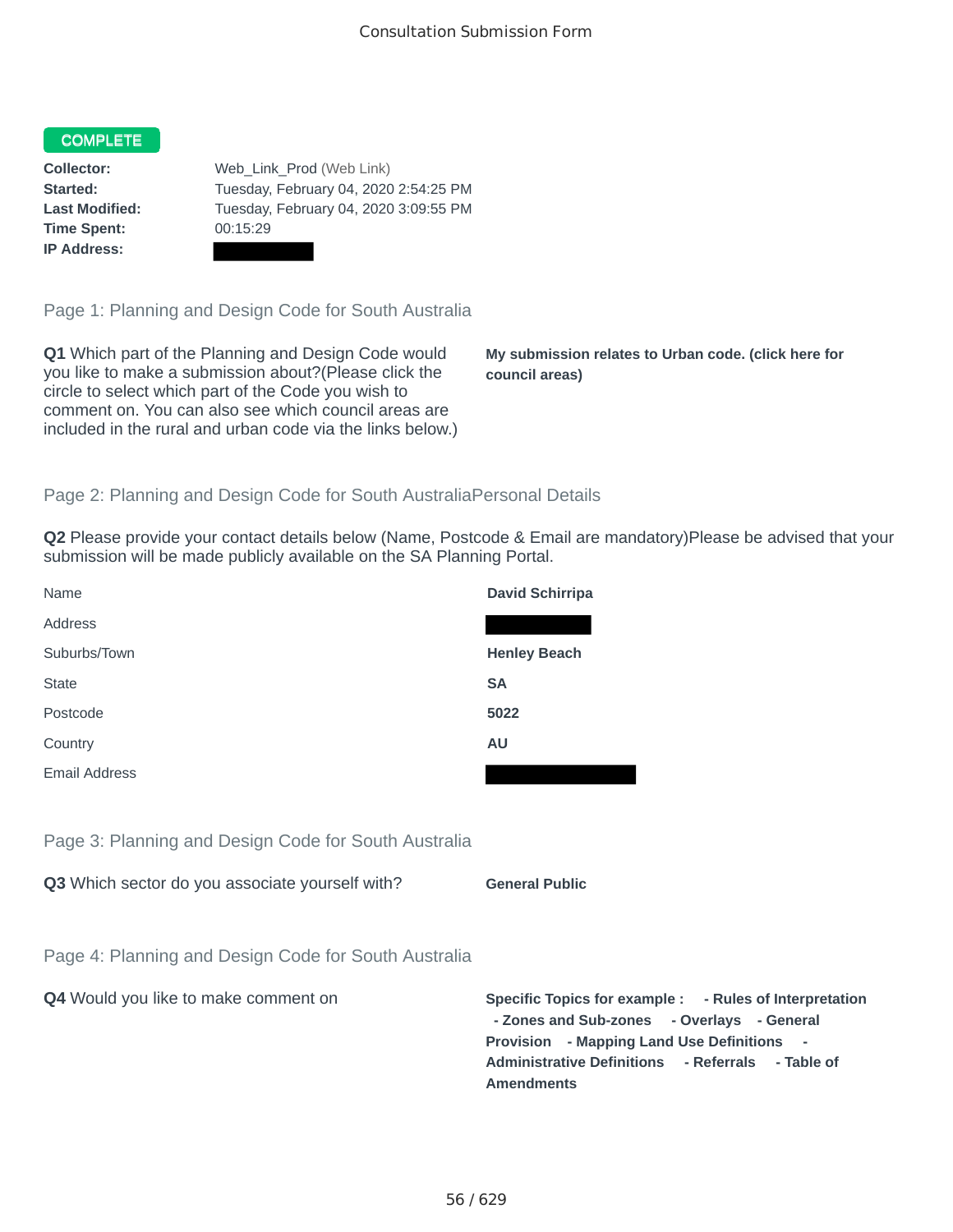# Consultation Submission Form

**COMPLETE**

**Collector:** Web_Link_Prod (Web Link)
**Started:** Tuesday, February 04, 2020 2:54:25 PM
**Last Modified:** Tuesday, February 04, 2020 3:09:55 PM
**Time Spent:** 00:15:29
**IP Address:**

## Page 1: Planning and Design Code for South Australia

**Q1** Which part of the Planning and Design Code would you like to make a submission about?(Please click the circle to select which part of the Code you wish to comment on. You can also see which council areas are included in the rural and urban code via the links below.)

**My submission relates to Urban code. (click here for council areas)**

## Page 2: Planning and Design Code for South AustraliaPersonal Details

**Q2** Please provide your contact details below (Name, Postcode & Email are mandatory)Please be advised that your submission will be made publicly available on the SA Planning Portal.

| | |
|---|---|
| Name | **David Schirripa** |
| Address | |
| Suburbs/Town | **Henley Beach** |
| State | **SA** |
| Postcode | **5022** |
| Country | **AU** |
| Email Address | |

## Page 3: Planning and Design Code for South Australia

**Q3** Which sector do you associate yourself with?

**General Public**

## Page 4: Planning and Design Code for South Australia

**Q4** Would you like to make comment on

**Specific Topics for example : - Rules of Interpretation - Zones and Sub-zones - Overlays - General Provision - Mapping Land Use Definitions - Administrative Definitions - Referrals - Table of Amendments**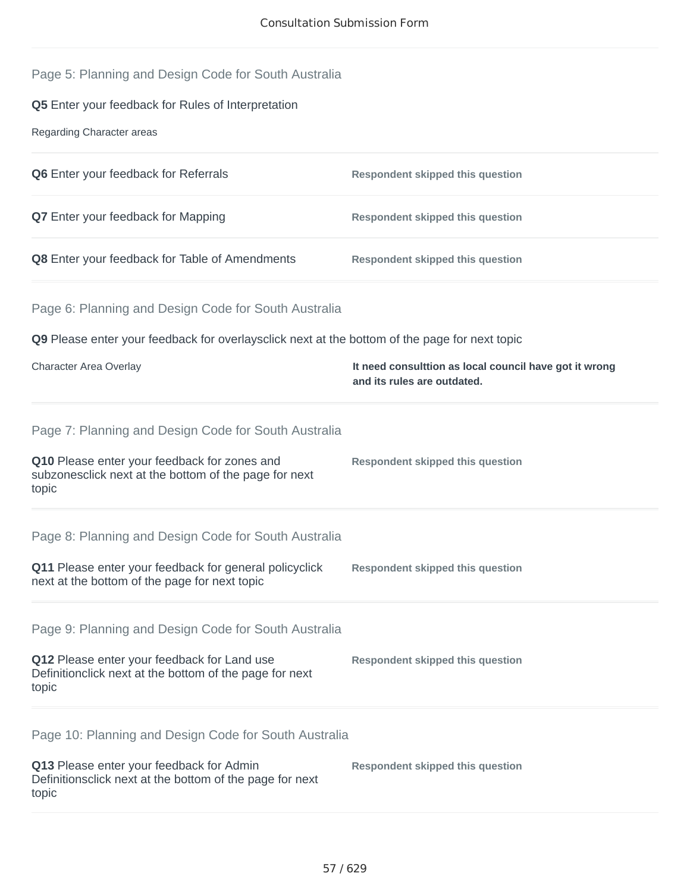## Page 5: Planning and Design Code for South Australia

**Q5** Enter your feedback for Rules of Interpretation

Regarding Character areas

| | |
|---|---|
| **Q6** Enter your feedback for Referrals | **Respondent skipped this question** |
| **Q7** Enter your feedback for Mapping | **Respondent skipped this question** |
| **Q8** Enter your feedback for Table of Amendments | **Respondent skipped this question** |

## Page 6: Planning and Design Code for South Australia

**Q9** Please enter your feedback for overlaysclick next at the bottom of the page for next topic

| | |
|---|---|
| Character Area Overlay | **It need consulttion as local council have got it wrong and its rules are outdated.** |

## Page 7: Planning and Design Code for South Australia

| | |
|---|---|
| **Q10** Please enter your feedback for zones and subzonesclick next at the bottom of the page for next topic | **Respondent skipped this question** |

## Page 8: Planning and Design Code for South Australia

| | |
|---|---|
| **Q11** Please enter your feedback for general policyclick next at the bottom of the page for next topic | **Respondent skipped this question** |

## Page 9: Planning and Design Code for South Australia

| | |
|---|---|
| **Q12** Please enter your feedback for Land use Definitionclick next at the bottom of the page for next topic | **Respondent skipped this question** |

## Page 10: Planning and Design Code for South Australia

| | |
|---|---|
| **Q13** Please enter your feedback for Admin Definitionsclick next at the bottom of the page for next topic | **Respondent skipped this question** |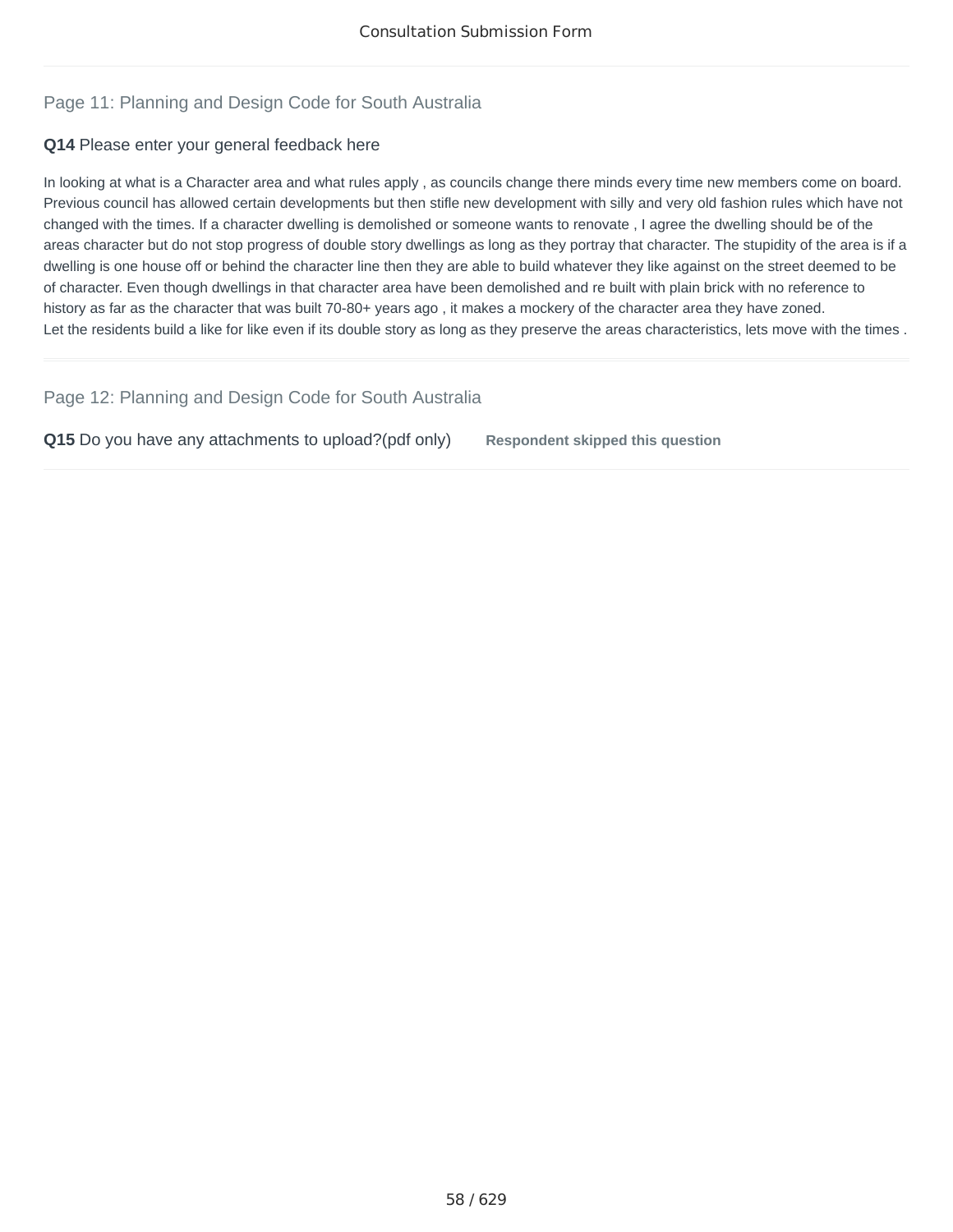## Page 11: Planning and Design Code for South Australia

**Q14** Please enter your general feedback here

In looking at what is a Character area and what rules apply , as councils change there minds every time new members come on board. Previous council has allowed certain developments but then stifle new development with silly and very old fashion rules which have not changed with the times. If a character dwelling is demolished or someone wants to renovate , I agree the dwelling should be of the areas character but do not stop progress of double story dwellings as long as they portray that character. The stupidity of the area is if a dwelling is one house off or behind the character line then they are able to build whatever they like against on the street deemed to be of character. Even though dwellings in that character area have been demolished and re built with plain brick with no reference to history as far as the character that was built 70-80+ years ago , it makes a mockery of the character area they have zoned.
Let the residents build a like for like even if its double story as long as they preserve the areas characteristics, lets move with the times .

## Page 12: Planning and Design Code for South Australia

**Q15** Do you have any attachments to upload?(pdf only) **Respondent skipped this question**